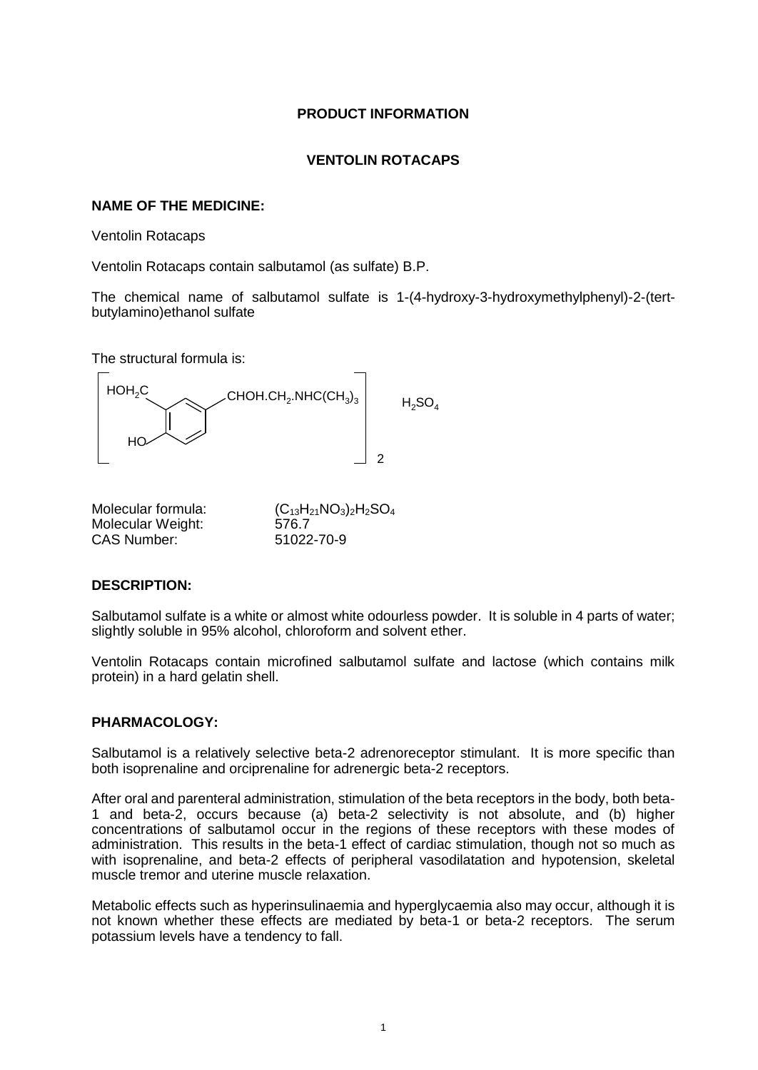**PRODUCT INFORMATION**

**VENTOLIN ROTACAPS**

**NAME OF THE MEDICINE:**

Ventolin Rotacaps

Ventolin Rotacaps contain salbutamol (as sulfate) B.P.

The chemical name of salbutamol sulfate is 1-(4-hydroxy-3-hydroxymethylphenyl)-2-(tert-butylamino)ethanol sulfate

The structural formula is:

$$\left[ \text{HOH}_2\text{C}, \text{HO} - C_6H_3 - \text{CHOH.CH}_2\text{.NHC(CH}_3\text{)}_3 \right]_2 \quad H_2SO_4$$

Molecular formula: $(C_{13}H_{21}NO_3)_2H_2SO_4$
Molecular Weight: 576.7
CAS Number: 51022-70-9

**DESCRIPTION:**

Salbutamol sulfate is a white or almost white odourless powder. It is soluble in 4 parts of water; slightly soluble in 95% alcohol, chloroform and solvent ether.

Ventolin Rotacaps contain microfined salbutamol sulfate and lactose (which contains milk protein) in a hard gelatin shell.

**PHARMACOLOGY:**

Salbutamol is a relatively selective beta-2 adrenoreceptor stimulant. It is more specific than both isoprenaline and orciprenaline for adrenergic beta-2 receptors.

After oral and parenteral administration, stimulation of the beta receptors in the body, both beta-1 and beta-2, occurs because (a) beta-2 selectivity is not absolute, and (b) higher concentrations of salbutamol occur in the regions of these receptors with these modes of administration. This results in the beta-1 effect of cardiac stimulation, though not so much as with isoprenaline, and beta-2 effects of peripheral vasodilatation and hypotension, skeletal muscle tremor and uterine muscle relaxation.

Metabolic effects such as hyperinsulinaemia and hyperglycaemia also may occur, although it is not known whether these effects are mediated by beta-1 or beta-2 receptors. The serum potassium levels have a tendency to fall.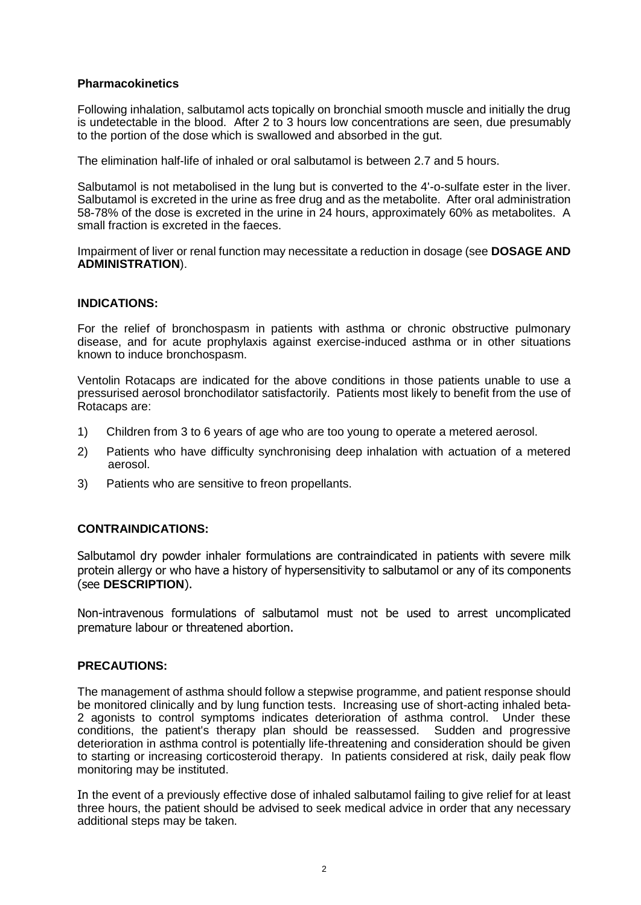**Pharmacokinetics**

Following inhalation, salbutamol acts topically on bronchial smooth muscle and initially the drug is undetectable in the blood. After 2 to 3 hours low concentrations are seen, due presumably to the portion of the dose which is swallowed and absorbed in the gut.

The elimination half-life of inhaled or oral salbutamol is between 2.7 and 5 hours.

Salbutamol is not metabolised in the lung but is converted to the 4'-o-sulfate ester in the liver. Salbutamol is excreted in the urine as free drug and as the metabolite. After oral administration 58-78% of the dose is excreted in the urine in 24 hours, approximately 60% as metabolites. A small fraction is excreted in the faeces.

Impairment of liver or renal function may necessitate a reduction in dosage (see **DOSAGE AND ADMINISTRATION**).

## INDICATIONS:

For the relief of bronchospasm in patients with asthma or chronic obstructive pulmonary disease, and for acute prophylaxis against exercise-induced asthma or in other situations known to induce bronchospasm.

Ventolin Rotacaps are indicated for the above conditions in those patients unable to use a pressurised aerosol bronchodilator satisfactorily. Patients most likely to benefit from the use of Rotacaps are:

1) Children from 3 to 6 years of age who are too young to operate a metered aerosol.
2) Patients who have difficulty synchronising deep inhalation with actuation of a metered aerosol.
3) Patients who are sensitive to freon propellants.

## CONTRAINDICATIONS:

Salbutamol dry powder inhaler formulations are contraindicated in patients with severe milk protein allergy or who have a history of hypersensitivity to salbutamol or any of its components (see **DESCRIPTION**).

Non-intravenous formulations of salbutamol must not be used to arrest uncomplicated premature labour or threatened abortion.

## PRECAUTIONS:

The management of asthma should follow a stepwise programme, and patient response should be monitored clinically and by lung function tests. Increasing use of short-acting inhaled beta-2 agonists to control symptoms indicates deterioration of asthma control. Under these conditions, the patient's therapy plan should be reassessed. Sudden and progressive deterioration in asthma control is potentially life-threatening and consideration should be given to starting or increasing corticosteroid therapy. In patients considered at risk, daily peak flow monitoring may be instituted.

In the event of a previously effective dose of inhaled salbutamol failing to give relief for at least three hours, the patient should be advised to seek medical advice in order that any necessary additional steps may be taken.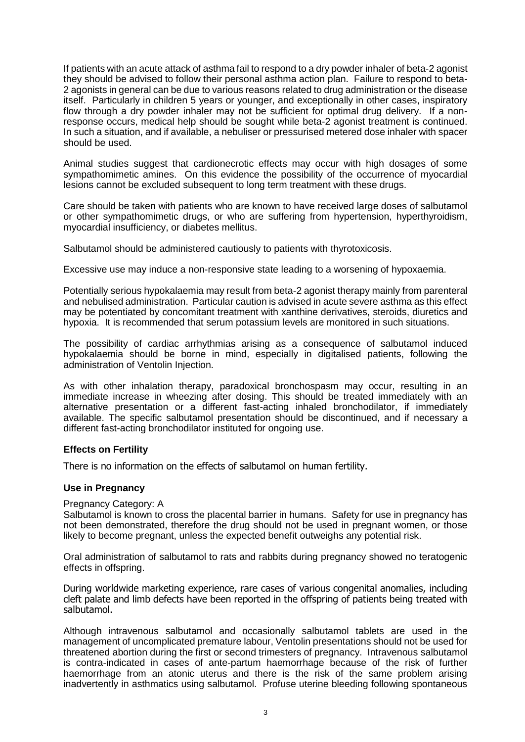If patients with an acute attack of asthma fail to respond to a dry powder inhaler of beta-2 agonist they should be advised to follow their personal asthma action plan. Failure to respond to beta-2 agonists in general can be due to various reasons related to drug administration or the disease itself. Particularly in children 5 years or younger, and exceptionally in other cases, inspiratory flow through a dry powder inhaler may not be sufficient for optimal drug delivery. If a non-response occurs, medical help should be sought while beta-2 agonist treatment is continued. In such a situation, and if available, a nebuliser or pressurised metered dose inhaler with spacer should be used.

Animal studies suggest that cardionecrotic effects may occur with high dosages of some sympathomimetic amines. On this evidence the possibility of the occurrence of myocardial lesions cannot be excluded subsequent to long term treatment with these drugs.

Care should be taken with patients who are known to have received large doses of salbutamol or other sympathomimetic drugs, or who are suffering from hypertension, hyperthyroidism, myocardial insufficiency, or diabetes mellitus.

Salbutamol should be administered cautiously to patients with thyrotoxicosis.

Excessive use may induce a non-responsive state leading to a worsening of hypoxaemia.

Potentially serious hypokalaemia may result from beta-2 agonist therapy mainly from parenteral and nebulised administration. Particular caution is advised in acute severe asthma as this effect may be potentiated by concomitant treatment with xanthine derivatives, steroids, diuretics and hypoxia. It is recommended that serum potassium levels are monitored in such situations.

The possibility of cardiac arrhythmias arising as a consequence of salbutamol induced hypokalaemia should be borne in mind, especially in digitalised patients, following the administration of Ventolin Injection.

As with other inhalation therapy, paradoxical bronchospasm may occur, resulting in an immediate increase in wheezing after dosing. This should be treated immediately with an alternative presentation or a different fast-acting inhaled bronchodilator, if immediately available. The specific salbutamol presentation should be discontinued, and if necessary a different fast-acting bronchodilator instituted for ongoing use.

**Effects on Fertility**

There is no information on the effects of salbutamol on human fertility.

**Use in Pregnancy**

Pregnancy Category: A

Salbutamol is known to cross the placental barrier in humans. Safety for use in pregnancy has not been demonstrated, therefore the drug should not be used in pregnant women, or those likely to become pregnant, unless the expected benefit outweighs any potential risk.

Oral administration of salbutamol to rats and rabbits during pregnancy showed no teratogenic effects in offspring.

During worldwide marketing experience, rare cases of various congenital anomalies, including cleft palate and limb defects have been reported in the offspring of patients being treated with salbutamol.

Although intravenous salbutamol and occasionally salbutamol tablets are used in the management of uncomplicated premature labour, Ventolin presentations should not be used for threatened abortion during the first or second trimesters of pregnancy. Intravenous salbutamol is contra-indicated in cases of ante-partum haemorrhage because of the risk of further haemorrhage from an atonic uterus and there is the risk of the same problem arising inadvertently in asthmatics using salbutamol. Profuse uterine bleeding following spontaneous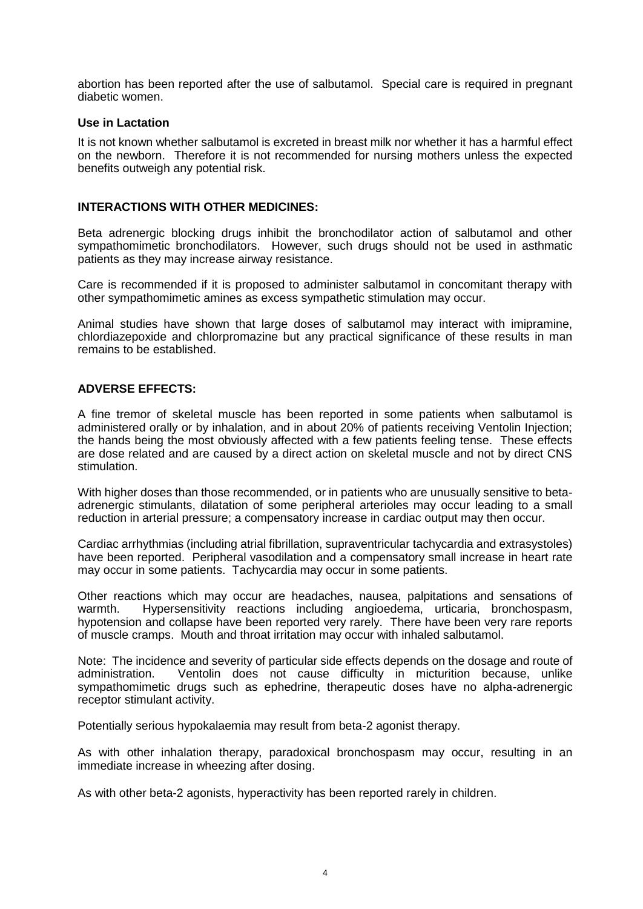abortion has been reported after the use of salbutamol. Special care is required in pregnant diabetic women.

### Use in Lactation

It is not known whether salbutamol is excreted in breast milk nor whether it has a harmful effect on the newborn. Therefore it is not recommended for nursing mothers unless the expected benefits outweigh any potential risk.

## INTERACTIONS WITH OTHER MEDICINES:

Beta adrenergic blocking drugs inhibit the bronchodilator action of salbutamol and other sympathomimetic bronchodilators. However, such drugs should not be used in asthmatic patients as they may increase airway resistance.

Care is recommended if it is proposed to administer salbutamol in concomitant therapy with other sympathomimetic amines as excess sympathetic stimulation may occur.

Animal studies have shown that large doses of salbutamol may interact with imipramine, chlordiazepoxide and chlorpromazine but any practical significance of these results in man remains to be established.

## ADVERSE EFFECTS:

A fine tremor of skeletal muscle has been reported in some patients when salbutamol is administered orally or by inhalation, and in about 20% of patients receiving Ventolin Injection; the hands being the most obviously affected with a few patients feeling tense. These effects are dose related and are caused by a direct action on skeletal muscle and not by direct CNS stimulation.

With higher doses than those recommended, or in patients who are unusually sensitive to beta-adrenergic stimulants, dilatation of some peripheral arterioles may occur leading to a small reduction in arterial pressure; a compensatory increase in cardiac output may then occur.

Cardiac arrhythmias (including atrial fibrillation, supraventricular tachycardia and extrasystoles) have been reported. Peripheral vasodilation and a compensatory small increase in heart rate may occur in some patients. Tachycardia may occur in some patients.

Other reactions which may occur are headaches, nausea, palpitations and sensations of warmth. Hypersensitivity reactions including angioedema, urticaria, bronchospasm, hypotension and collapse have been reported very rarely. There have been very rare reports of muscle cramps. Mouth and throat irritation may occur with inhaled salbutamol.

Note: The incidence and severity of particular side effects depends on the dosage and route of administration. Ventolin does not cause difficulty in micturition because, unlike sympathomimetic drugs such as ephedrine, therapeutic doses have no alpha-adrenergic receptor stimulant activity.

Potentially serious hypokalaemia may result from beta-2 agonist therapy.

As with other inhalation therapy, paradoxical bronchospasm may occur, resulting in an immediate increase in wheezing after dosing.

As with other beta-2 agonists, hyperactivity has been reported rarely in children.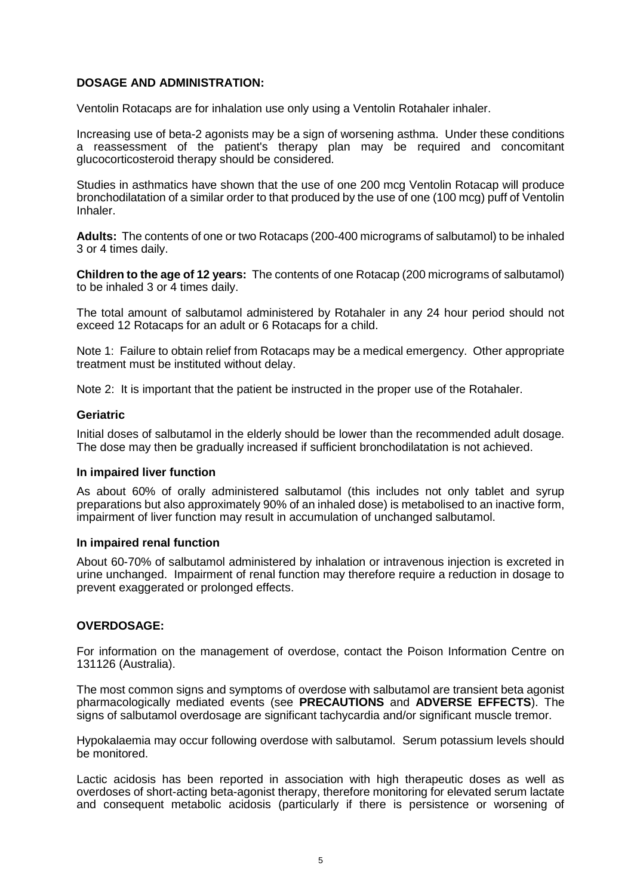## DOSAGE AND ADMINISTRATION:

Ventolin Rotacaps are for inhalation use only using a Ventolin Rotahaler inhaler.

Increasing use of beta-2 agonists may be a sign of worsening asthma. Under these conditions a reassessment of the patient's therapy plan may be required and concomitant glucocorticosteroid therapy should be considered.

Studies in asthmatics have shown that the use of one 200 mcg Ventolin Rotacap will produce bronchodilatation of a similar order to that produced by the use of one (100 mcg) puff of Ventolin Inhaler.

**Adults:** The contents of one or two Rotacaps (200-400 micrograms of salbutamol) to be inhaled 3 or 4 times daily.

**Children to the age of 12 years:** The contents of one Rotacap (200 micrograms of salbutamol) to be inhaled 3 or 4 times daily.

The total amount of salbutamol administered by Rotahaler in any 24 hour period should not exceed 12 Rotacaps for an adult or 6 Rotacaps for a child.

Note 1: Failure to obtain relief from Rotacaps may be a medical emergency. Other appropriate treatment must be instituted without delay.

Note 2: It is important that the patient be instructed in the proper use of the Rotahaler.

### Geriatric

Initial doses of salbutamol in the elderly should be lower than the recommended adult dosage. The dose may then be gradually increased if sufficient bronchodilatation is not achieved.

### In impaired liver function

As about 60% of orally administered salbutamol (this includes not only tablet and syrup preparations but also approximately 90% of an inhaled dose) is metabolised to an inactive form, impairment of liver function may result in accumulation of unchanged salbutamol.

### In impaired renal function

About 60-70% of salbutamol administered by inhalation or intravenous injection is excreted in urine unchanged. Impairment of renal function may therefore require a reduction in dosage to prevent exaggerated or prolonged effects.

## OVERDOSAGE:

For information on the management of overdose, contact the Poison Information Centre on 131126 (Australia).

The most common signs and symptoms of overdose with salbutamol are transient beta agonist pharmacologically mediated events (see **PRECAUTIONS** and **ADVERSE EFFECTS**). The signs of salbutamol overdosage are significant tachycardia and/or significant muscle tremor.

Hypokalaemia may occur following overdose with salbutamol. Serum potassium levels should be monitored.

Lactic acidosis has been reported in association with high therapeutic doses as well as overdoses of short-acting beta-agonist therapy, therefore monitoring for elevated serum lactate and consequent metabolic acidosis (particularly if there is persistence or worsening of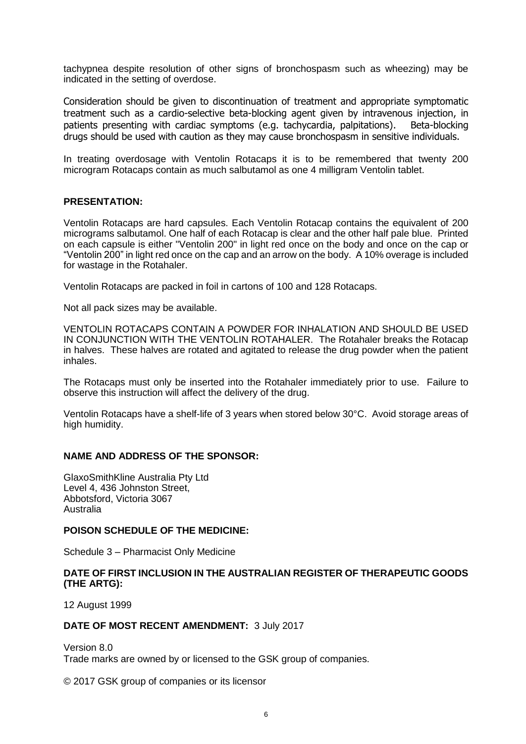tachypnea despite resolution of other signs of bronchospasm such as wheezing) may be indicated in the setting of overdose.

Consideration should be given to discontinuation of treatment and appropriate symptomatic treatment such as a cardio-selective beta-blocking agent given by intravenous injection, in patients presenting with cardiac symptoms (e.g. tachycardia, palpitations). Beta-blocking drugs should be used with caution as they may cause bronchospasm in sensitive individuals.

In treating overdosage with Ventolin Rotacaps it is to be remembered that twenty 200 microgram Rotacaps contain as much salbutamol as one 4 milligram Ventolin tablet.

**PRESENTATION:**

Ventolin Rotacaps are hard capsules. Each Ventolin Rotacap contains the equivalent of 200 micrograms salbutamol. One half of each Rotacap is clear and the other half pale blue. Printed on each capsule is either "Ventolin 200" in light red once on the body and once on the cap or "Ventolin 200" in light red once on the cap and an arrow on the body. A 10% overage is included for wastage in the Rotahaler.

Ventolin Rotacaps are packed in foil in cartons of 100 and 128 Rotacaps.

Not all pack sizes may be available.

VENTOLIN ROTACAPS CONTAIN A POWDER FOR INHALATION AND SHOULD BE USED IN CONJUNCTION WITH THE VENTOLIN ROTAHALER. The Rotahaler breaks the Rotacap in halves. These halves are rotated and agitated to release the drug powder when the patient inhales.

The Rotacaps must only be inserted into the Rotahaler immediately prior to use. Failure to observe this instruction will affect the delivery of the drug.

Ventolin Rotacaps have a shelf-life of 3 years when stored below 30°C. Avoid storage areas of high humidity.

**NAME AND ADDRESS OF THE SPONSOR:**

GlaxoSmithKline Australia Pty Ltd
Level 4, 436 Johnston Street,
Abbotsford, Victoria 3067
Australia

**POISON SCHEDULE OF THE MEDICINE:**

Schedule 3 – Pharmacist Only Medicine

**DATE OF FIRST INCLUSION IN THE AUSTRALIAN REGISTER OF THERAPEUTIC GOODS (THE ARTG):**

12 August 1999

**DATE OF MOST RECENT AMENDMENT:** 3 July 2017

Version 8.0
Trade marks are owned by or licensed to the GSK group of companies.

© 2017 GSK group of companies or its licensor